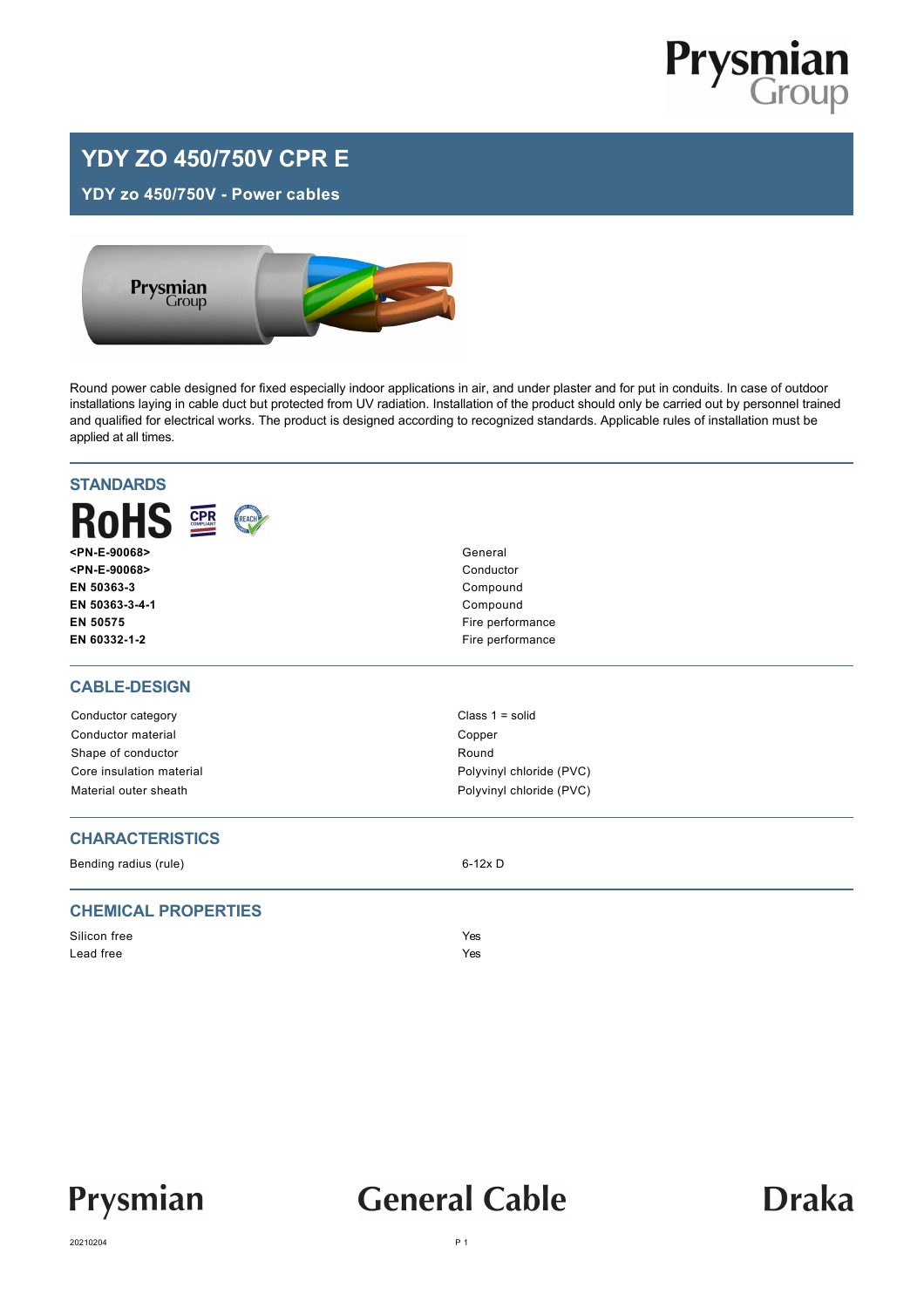# YDY ZO 450/750V CPR E

**YDY zo 450/750V - Power cables**

Round power cable designed for fixed especially indoor applications in air, and under plaster and for put in conduits. In case of outdoor installations laying in cable duct but protected from UV radiation. Installation of the product should only be carried out by personnel trained and qualified for electrical works. The product is designed according to recognized standards. Applicable rules of installation must be applied at all times.

## STANDARDS

| Standard | Scope |
|---|---|
| **<PN-E-90068>** | General |
| **<PN-E-90068>** | Conductor |
| **EN 50363-3** | Compound |
| **EN 50363-3-4-1** | Compound |
| **EN 50575** | Fire performance |
| **EN 60332-1-2** | Fire performance |

## CABLE-DESIGN

| Property | Value |
|---|---|
| Conductor category | Class 1 = solid |
| Conductor material | Copper |
| Shape of conductor | Round |
| Core insulation material | Polyvinyl chloride (PVC) |
| Material outer sheath | Polyvinyl chloride (PVC) |

## CHARACTERISTICS

| Property | Value |
|---|---|
| Bending radius (rule) | 6-12x D |

## CHEMICAL PROPERTIES

| Property | Value |
|---|---|
| Silicon free | Yes |
| Lead free | Yes |

20210204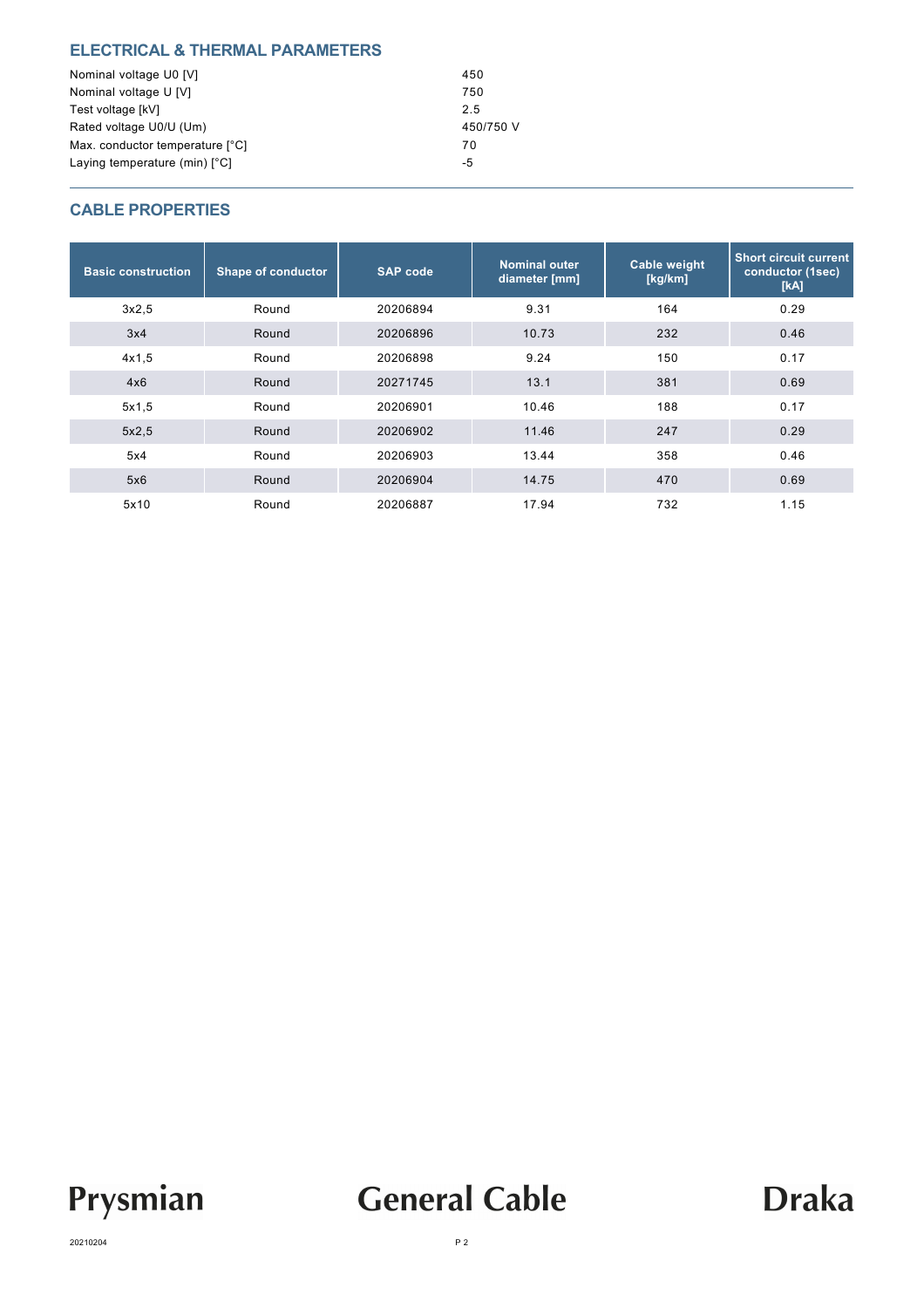## ELECTRICAL & THERMAL PARAMETERS

| | |
|---|---|
| Nominal voltage U0 [V] | 450 |
| Nominal voltage U [V] | 750 |
| Test voltage [kV] | 2.5 |
| Rated voltage U0/U (Um) | 450/750 V |
| Max. conductor temperature [°C] | 70 |
| Laying temperature (min) [°C] | -5 |

## CABLE PROPERTIES

| Basic construction | Shape of conductor | SAP code | Nominal outer diameter [mm] | Cable weight [kg/km] | Short circuit current conductor (1sec) [kA] |
|---|---|---|---|---|---|
| 3x2,5 | Round | 20206894 | 9.31 | 164 | 0.29 |
| 3x4 | Round | 20206896 | 10.73 | 232 | 0.46 |
| 4x1,5 | Round | 20206898 | 9.24 | 150 | 0.17 |
| 4x6 | Round | 20271745 | 13.1 | 381 | 0.69 |
| 5x1,5 | Round | 20206901 | 10.46 | 188 | 0.17 |
| 5x2,5 | Round | 20206902 | 11.46 | 247 | 0.29 |
| 5x4 | Round | 20206903 | 13.44 | 358 | 0.46 |
| 5x6 | Round | 20206904 | 14.75 | 470 | 0.69 |
| 5x10 | Round | 20206887 | 17.94 | 732 | 1.15 |

Prysmian General Cable Draka

20210204